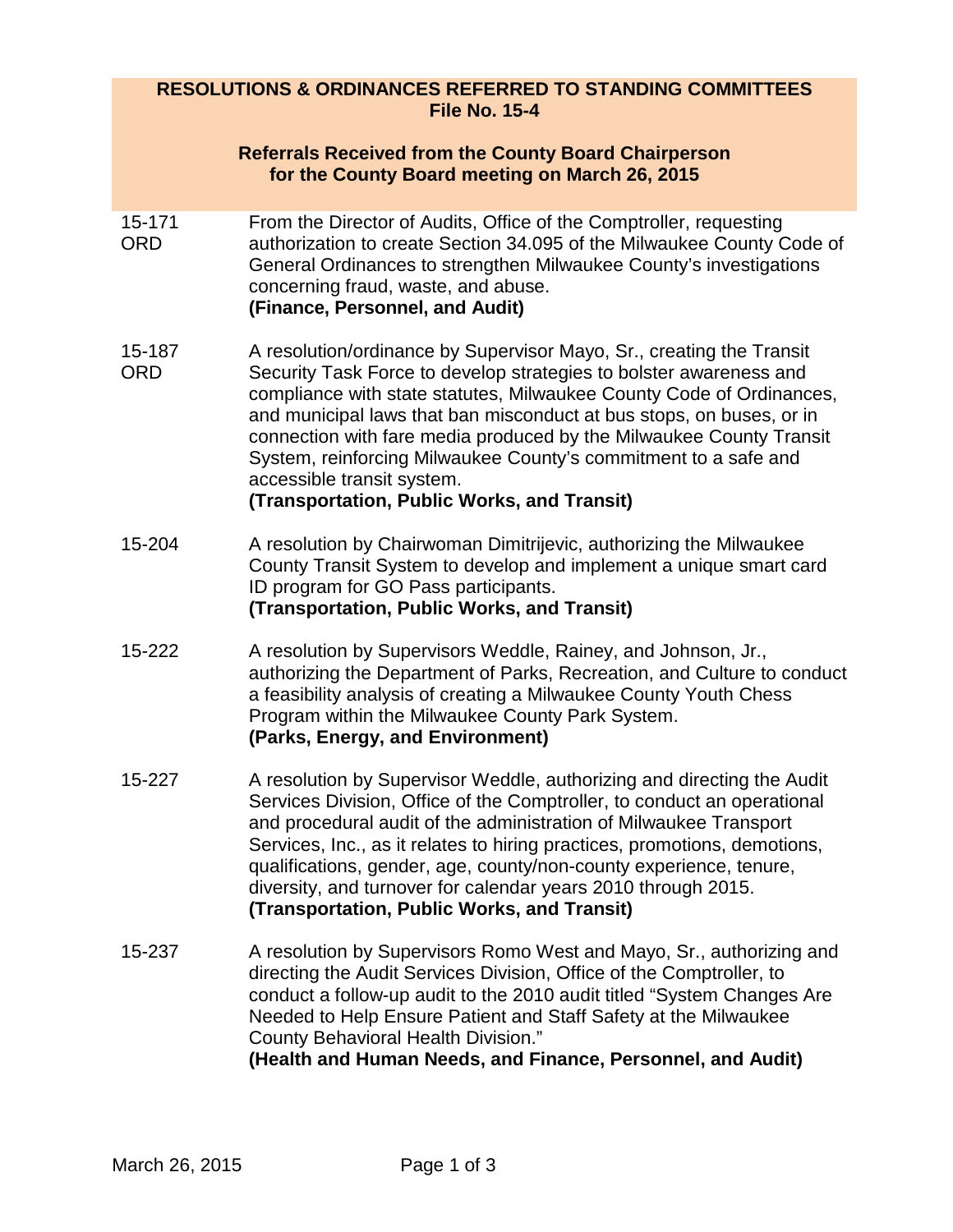# RESOLUTIONS & ORDINANCES REFERRED TO STANDING COMMITTEES
## File No. 15-4

### Referrals Received from the County Board Chairperson for the County Board meeting on March 26, 2015

**15-171 ORD**
From the Director of Audits, Office of the Comptroller, requesting authorization to create Section 34.095 of the Milwaukee County Code of General Ordinances to strengthen Milwaukee County's investigations concerning fraud, waste, and abuse.
**(Finance, Personnel, and Audit)**

**15-187 ORD**
A resolution/ordinance by Supervisor Mayo, Sr., creating the Transit Security Task Force to develop strategies to bolster awareness and compliance with state statutes, Milwaukee County Code of Ordinances, and municipal laws that ban misconduct at bus stops, on buses, or in connection with fare media produced by the Milwaukee County Transit System, reinforcing Milwaukee County's commitment to a safe and accessible transit system.
**(Transportation, Public Works, and Transit)**

**15-204**
A resolution by Chairwoman Dimitrijevic, authorizing the Milwaukee County Transit System to develop and implement a unique smart card ID program for GO Pass participants.
**(Transportation, Public Works, and Transit)**

**15-222**
A resolution by Supervisors Weddle, Rainey, and Johnson, Jr., authorizing the Department of Parks, Recreation, and Culture to conduct a feasibility analysis of creating a Milwaukee County Youth Chess Program within the Milwaukee County Park System.
**(Parks, Energy, and Environment)**

**15-227**
A resolution by Supervisor Weddle, authorizing and directing the Audit Services Division, Office of the Comptroller, to conduct an operational and procedural audit of the administration of Milwaukee Transport Services, Inc., as it relates to hiring practices, promotions, demotions, qualifications, gender, age, county/non-county experience, tenure, diversity, and turnover for calendar years 2010 through 2015.
**(Transportation, Public Works, and Transit)**

**15-237**
A resolution by Supervisors Romo West and Mayo, Sr., authorizing and directing the Audit Services Division, Office of the Comptroller, to conduct a follow-up audit to the 2010 audit titled "System Changes Are Needed to Help Ensure Patient and Staff Safety at the Milwaukee County Behavioral Health Division."
**(Health and Human Needs, and Finance, Personnel, and Audit)**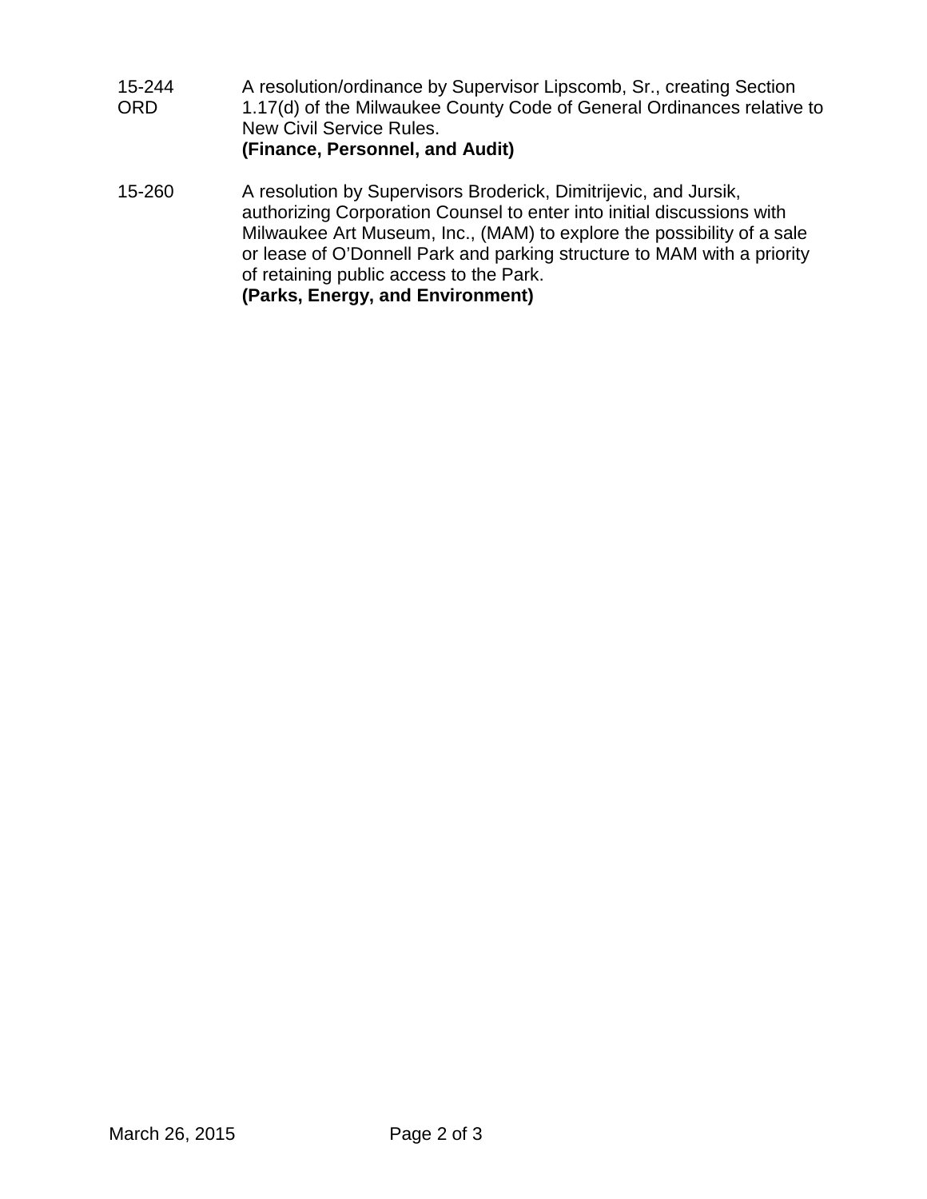| | |
|---|---|
| 15-244 ORD | A resolution/ordinance by Supervisor Lipscomb, Sr., creating Section 1.17(d) of the Milwaukee County Code of General Ordinances relative to New Civil Service Rules.<br>**(Finance, Personnel, and Audit)** |
| 15-260 | A resolution by Supervisors Broderick, Dimitrijevic, and Jursik, authorizing Corporation Counsel to enter into initial discussions with Milwaukee Art Museum, Inc., (MAM) to explore the possibility of a sale or lease of O'Donnell Park and parking structure to MAM with a priority of retaining public access to the Park.<br>**(Parks, Energy, and Environment)** |

March 26, 2015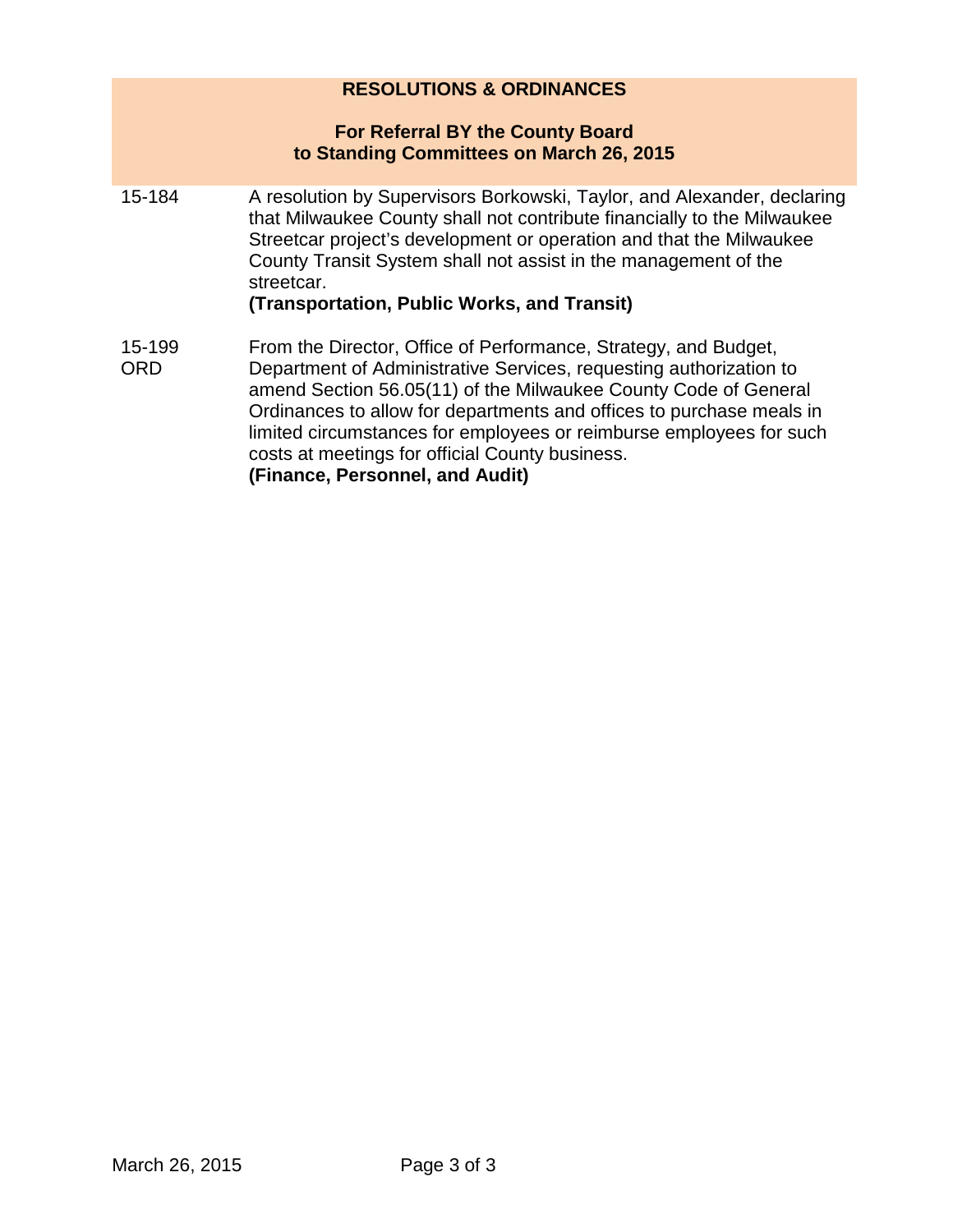## RESOLUTIONS & ORDINANCES

### For Referral BY the County Board to Standing Committees on March 26, 2015

| | |
|---|---|
| 15-184 | A resolution by Supervisors Borkowski, Taylor, and Alexander, declaring that Milwaukee County shall not contribute financially to the Milwaukee Streetcar project's development or operation and that the Milwaukee County Transit System shall not assist in the management of the streetcar.<br>**(Transportation, Public Works, and Transit)** |
| 15-199<br>ORD | From the Director, Office of Performance, Strategy, and Budget, Department of Administrative Services, requesting authorization to amend Section 56.05(11) of the Milwaukee County Code of General Ordinances to allow for departments and offices to purchase meals in limited circumstances for employees or reimburse employees for such costs at meetings for official County business.<br>**(Finance, Personnel, and Audit)** |

March 26, 2015